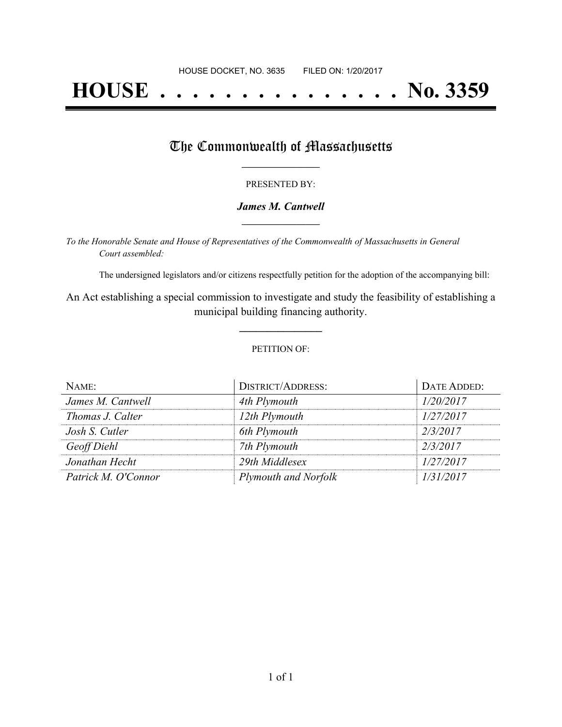HOUSE DOCKET, NO. 3635 FILED ON: 1/20/2017

# HOUSE . . . . . . . . . . . . . . . No. 3359

## The Commonwealth of Massachusetts

PRESENTED BY:

***James M. Cantwell***

*To the Honorable Senate and House of Representatives of the Commonwealth of Massachusetts in General Court assembled:*

The undersigned legislators and/or citizens respectfully petition for the adoption of the accompanying bill:

An Act establishing a special commission to investigate and study the feasibility of establishing a municipal building financing authority.

PETITION OF:

| NAME: | DISTRICT/ADDRESS: | DATE ADDED: |
| --- | --- | --- |
| *James M. Cantwell* | *4th Plymouth* | *1/20/2017* |
| *Thomas J. Calter* | *12th Plymouth* | *1/27/2017* |
| *Josh S. Cutler* | *6th Plymouth* | *2/3/2017* |
| *Geoff Diehl* | *7th Plymouth* | *2/3/2017* |
| *Jonathan Hecht* | *29th Middlesex* | *1/27/2017* |
| *Patrick M. O'Connor* | *Plymouth and Norfolk* | *1/31/2017* |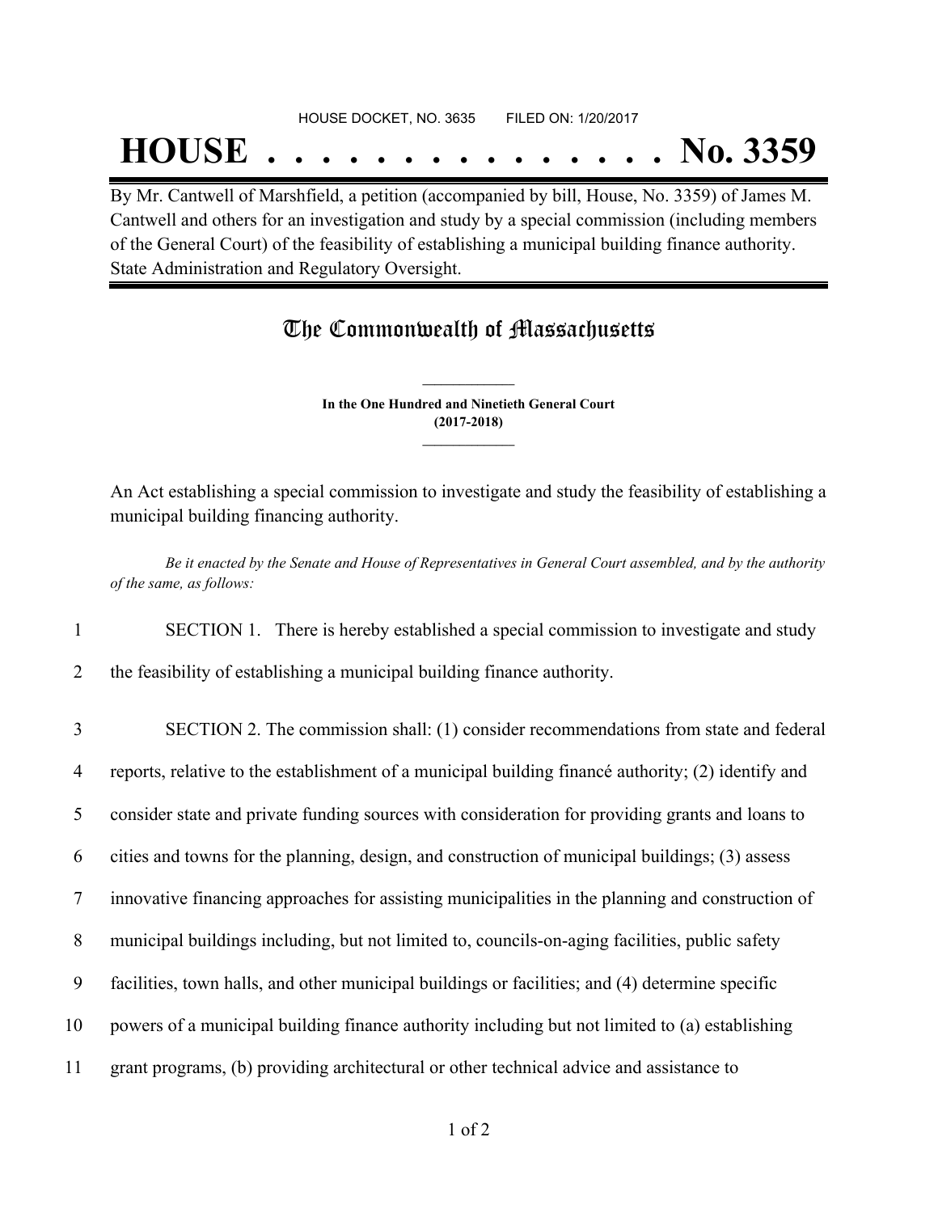HOUSE DOCKET, NO. 3635 FILED ON: 1/20/2017

# HOUSE . . . . . . . . . . . . . . . No. 3359

By Mr. Cantwell of Marshfield, a petition (accompanied by bill, House, No. 3359) of James M. Cantwell and others for an investigation and study by a special commission (including members of the General Court) of the feasibility of establishing a municipal building finance authority. State Administration and Regulatory Oversight.

## The Commonwealth of Massachusetts

**In the One Hundred and Ninetieth General Court**
**(2017-2018)**

An Act establishing a special commission to investigate and study the feasibility of establishing a municipal building financing authority.

*Be it enacted by the Senate and House of Representatives in General Court assembled, and by the authority of the same, as follows:*

1 SECTION 1. There is hereby established a special commission to investigate and study
2 the feasibility of establishing a municipal building finance authority.

3 SECTION 2. The commission shall: (1) consider recommendations from state and federal
4 reports, relative to the establishment of a municipal building financé authority; (2) identify and
5 consider state and private funding sources with consideration for providing grants and loans to
6 cities and towns for the planning, design, and construction of municipal buildings; (3) assess
7 innovative financing approaches for assisting municipalities in the planning and construction of
8 municipal buildings including, but not limited to, councils-on-aging facilities, public safety
9 facilities, town halls, and other municipal buildings or facilities; and (4) determine specific
10 powers of a municipal building finance authority including but not limited to (a) establishing
11 grant programs, (b) providing architectural or other technical advice and assistance to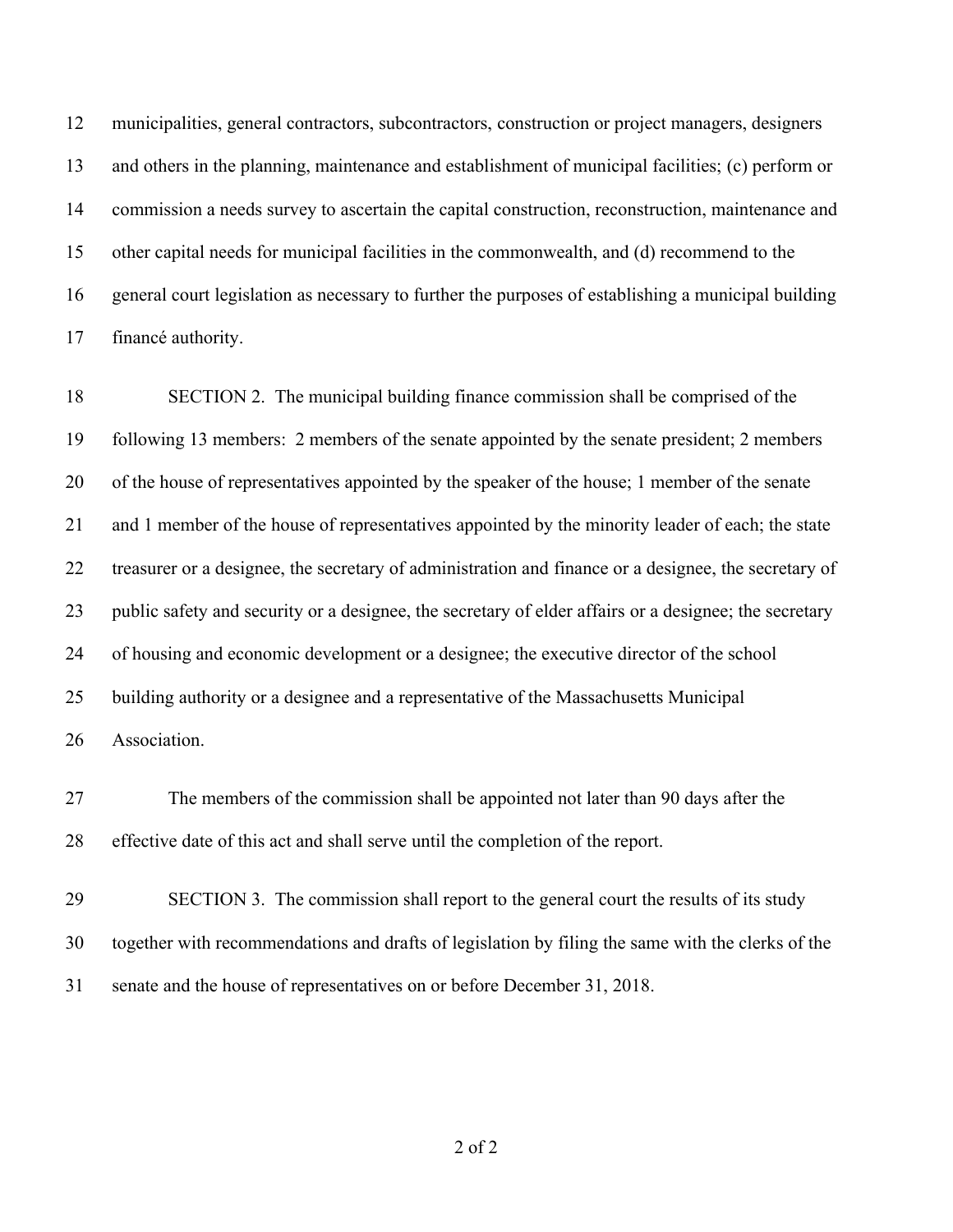municipalities, general contractors, subcontractors, construction or project managers, designers and others in the planning, maintenance and establishment of municipal facilities; (c) perform or commission a needs survey to ascertain the capital construction, reconstruction, maintenance and other capital needs for municipal facilities in the commonwealth, and (d) recommend to the general court legislation as necessary to further the purposes of establishing a municipal building financé authority.

SECTION 2. The municipal building finance commission shall be comprised of the following 13 members: 2 members of the senate appointed by the senate president; 2 members of the house of representatives appointed by the speaker of the house; 1 member of the senate and 1 member of the house of representatives appointed by the minority leader of each; the state treasurer or a designee, the secretary of administration and finance or a designee, the secretary of public safety and security or a designee, the secretary of elder affairs or a designee; the secretary of housing and economic development or a designee; the executive director of the school building authority or a designee and a representative of the Massachusetts Municipal Association.

The members of the commission shall be appointed not later than 90 days after the effective date of this act and shall serve until the completion of the report.

SECTION 3. The commission shall report to the general court the results of its study together with recommendations and drafts of legislation by filing the same with the clerks of the senate and the house of representatives on or before December 31, 2018.